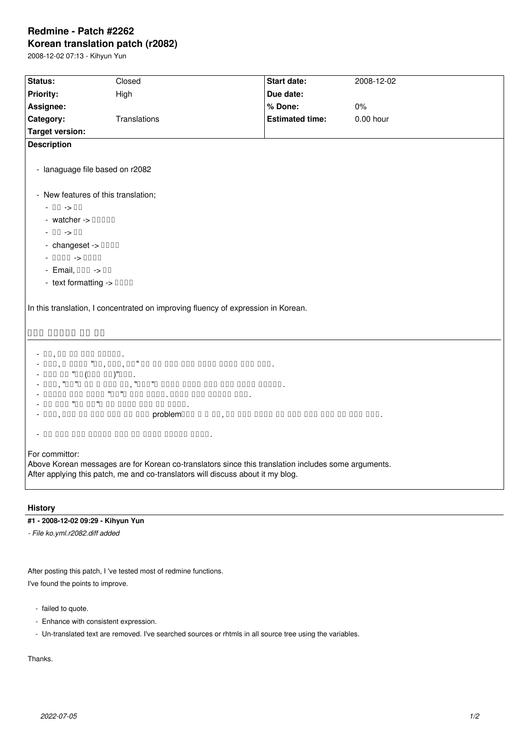# Redmine - Patch #2262

## Korean translation patch (r2082)

2008-12-02 07:13 - Kihyun Yun

| Status: | Closed | Start date: | 2008-12-02 |
|---|---|---|---|
| Priority: | High | Due date: | |
| Assignee: | | % Done: | 0% |
| Category: | Translations | Estimated time: | 0.00 hour |
| Target version: | | | |

**Description**

- lanaguage file based on r2082

- New features of this translation;
  - □□ -> □□
  - watcher -> □□□□□
  - □□ -> □□
  - changeset -> □□□□
  - □□□□ -> □□□□
  - Email, □□□ -> □□
  - text formatting -> □□□□

In this translation, I concentrated on improving fluency of expression in Korean.

### □□□ □□□□□ □□ □□

- □□, □□ □□ □□□ □□□□□.
- □□□, □ □□□□ "□□, □□□, □□" □□ □□ □□□ □□□ □□□□ □□□□ □□□ □□□.
- □□□ □□ "□□(□□□ □□)"□□□.
- □□□, "□□"□ □□ □ □□□ □□, "□□□"□ □□□□ □□□□ □□□ □□□ □□□□ □□□□□.
- □□□□□ □□□ □□□□ "□□"□ □□□ □□□□. □□□□ □□□ □□□□□ □□□.
- □□ □□□ "□□ □□"□ □□ □□□□ □□□ □□ □□□□.
- □□□, □□□ □□ □□□ □□□ □□ □□□ problem□□□ □ □ □□, □□ □□□ □□□□ □□ □□□ □□□ □□□ □□ □□□ □□□.

- □□ □□□ □□□ □□□□□ □□□ □□ □□□□ □□□□□ □□□□.

For committor:
Above Korean messages are for Korean co-translators since this translation includes some arguments.
After applying this patch, me and co-translators will discuss about it my blog.

**History**

**#1 - 2008-12-02 09:29 - Kihyun Yun**

*- File ko.yml.r2082.diff added*

After posting this patch, I 've tested most of redmine functions.
I've found the points to improve.

- failed to quote.
- Enhance with consistent expression.
- Un-translated text are removed. I've searched sources or rhtmls in all source tree using the variables.

Thanks.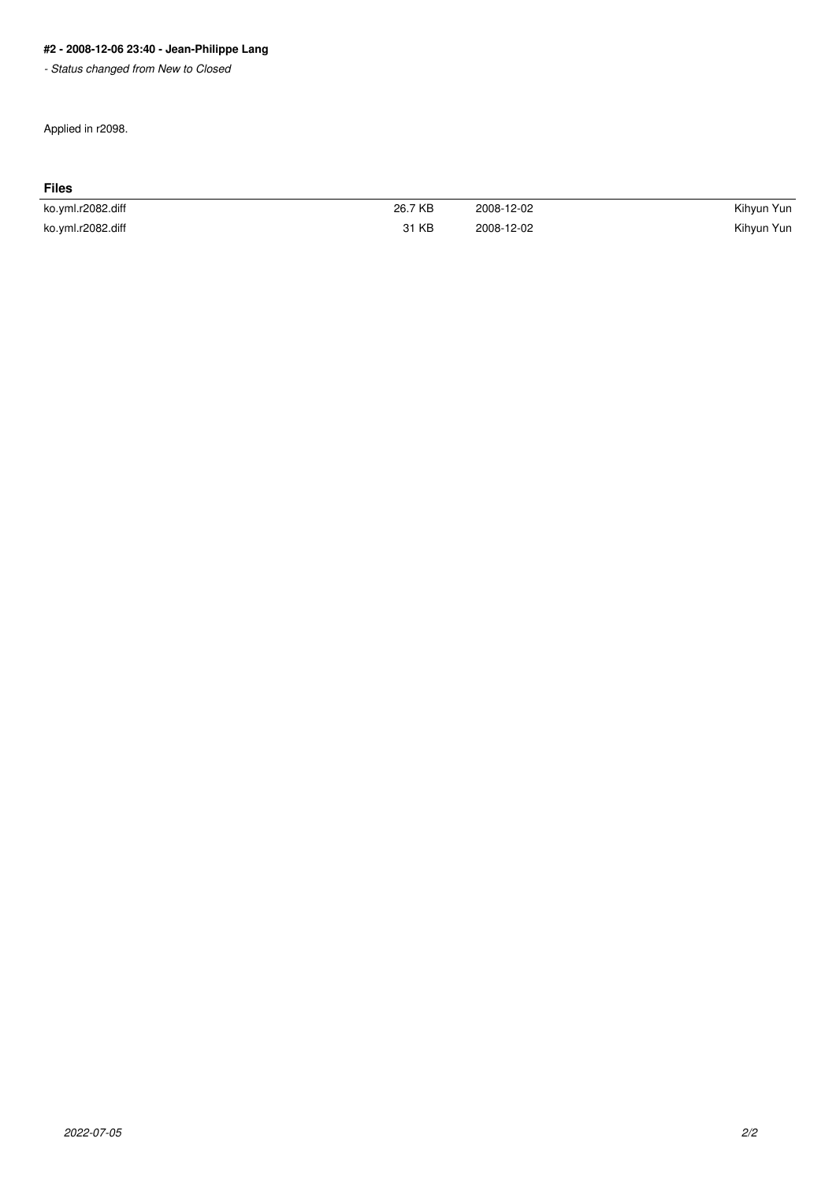**#2 - 2008-12-06 23:40 - Jean-Philippe Lang**

*- Status changed from New to Closed*

Applied in r2098.

**Files**

| | | | |
|---|---|---|---|
| ko.yml.r2082.diff | 26.7 KB | 2008-12-02 | Kihyun Yun |
| ko.yml.r2082.diff | 31 KB | 2008-12-02 | Kihyun Yun |